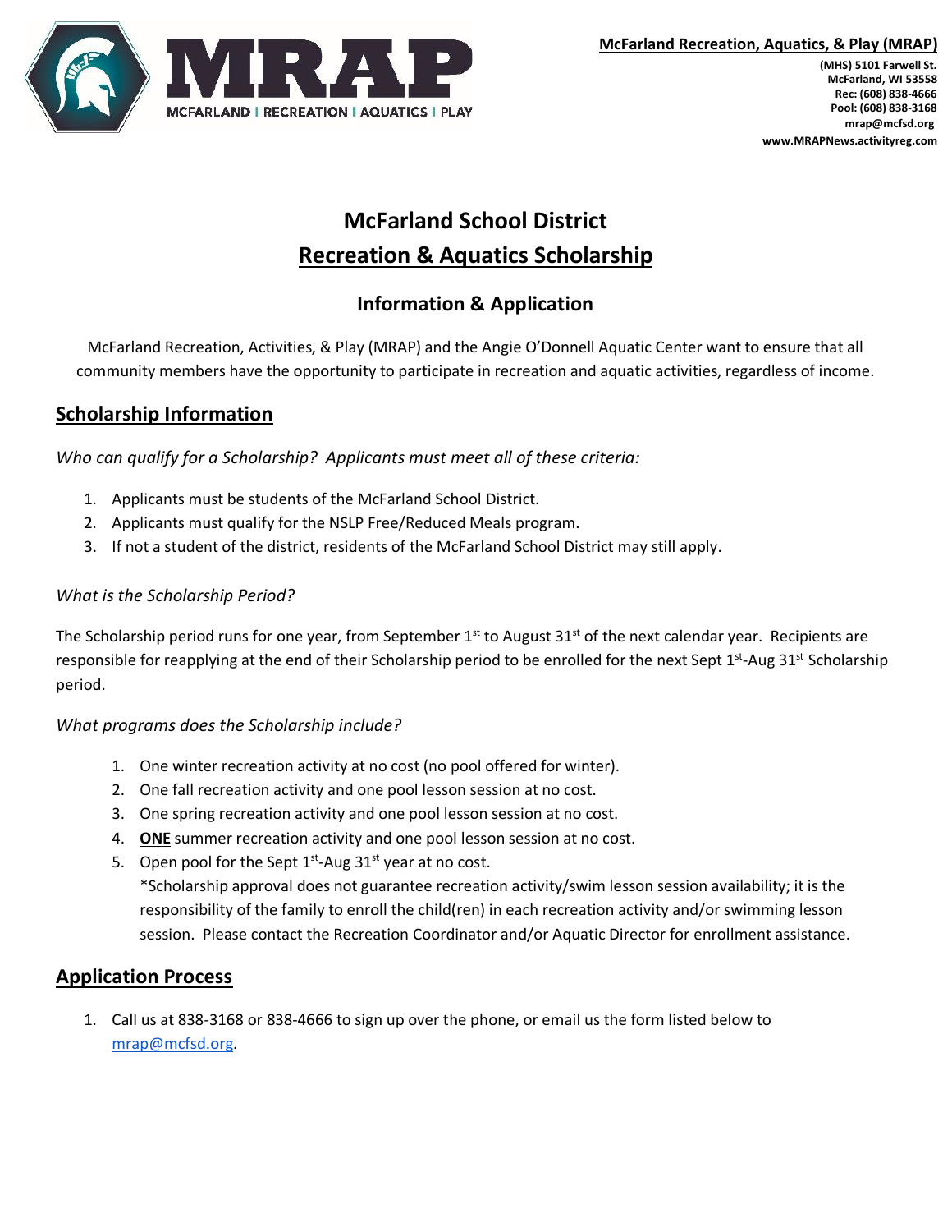**McFarland Recreation, Aquatics, & Play (MRAP)**

(MHS) 5101 Farwell St.
McFarland, WI 53558
Rec: (608) 838-4666
Pool: (608) 838-3168
mrap@mcfsd.org
www.MRAPNews.activityreg.com

# McFarland School District

# Recreation & Aquatics Scholarship

## Information & Application

McFarland Recreation, Activities, & Play (MRAP) and the Angie O'Donnell Aquatic Center want to ensure that all community members have the opportunity to participate in recreation and aquatic activities, regardless of income.

## Scholarship Information

*Who can qualify for a Scholarship? Applicants must meet all of these criteria:*

1. Applicants must be students of the McFarland School District.
2. Applicants must qualify for the NSLP Free/Reduced Meals program.
3. If not a student of the district, residents of the McFarland School District may still apply.

*What is the Scholarship Period?*

The Scholarship period runs for one year, from September 1st to August 31st of the next calendar year. Recipients are responsible for reapplying at the end of their Scholarship period to be enrolled for the next Sept 1st-Aug 31st Scholarship period.

*What programs does the Scholarship include?*

1. One winter recreation activity at no cost (no pool offered for winter).
2. One fall recreation activity and one pool lesson session at no cost.
3. One spring recreation activity and one pool lesson session at no cost.
4. **ONE** summer recreation activity and one pool lesson session at no cost.
5. Open pool for the Sept 1st-Aug 31st year at no cost.
   *Scholarship approval does not guarantee recreation activity/swim lesson session availability; it is the responsibility of the family to enroll the child(ren) in each recreation activity and/or swimming lesson session. Please contact the Recreation Coordinator and/or Aquatic Director for enrollment assistance.

## Application Process

1. Call us at 838-3168 or 838-4666 to sign up over the phone, or email us the form listed below to mrap@mcfsd.org.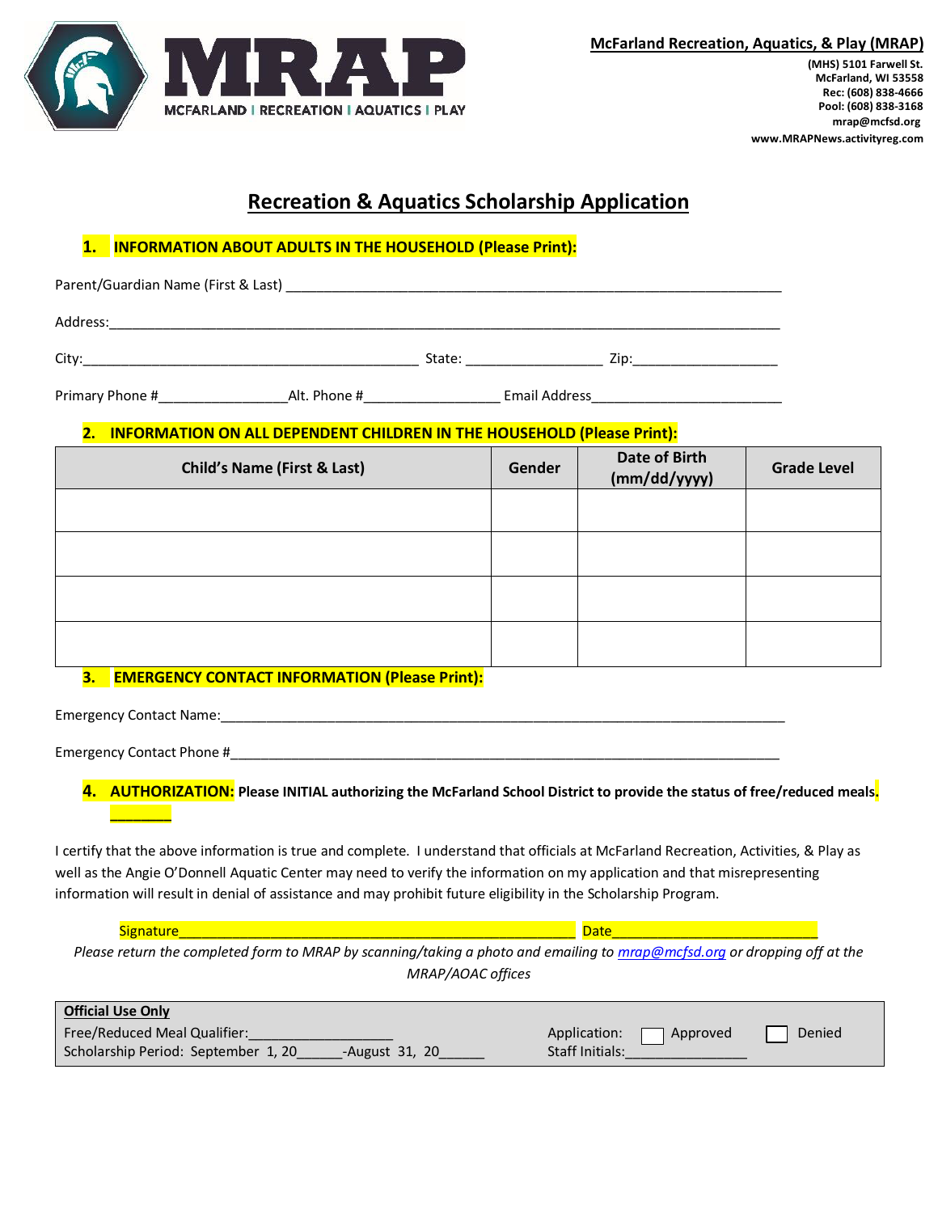**McFarland Recreation, Aquatics, & Play (MRAP)**

**(MHS) 5101 Farwell St.**
**McFarland, WI 53558**
**Rec: (608) 838-4666**
**Pool: (608) 838-3168**
**mrap@mcfsd.org**
**www.MRAPNews.activityreg.com**

# Recreation & Aquatics Scholarship Application

## 1. INFORMATION ABOUT ADULTS IN THE HOUSEHOLD (Please Print):

Parent/Guardian Name (First & Last) ________________________________________________________________

Address:_________________________________________________________________________________

City:____________________________________________ State: _________________ Zip:___________________

Primary Phone #________________Alt. Phone #_________________ Email Address________________________

## 2. INFORMATION ON ALL DEPENDENT CHILDREN IN THE HOUSEHOLD (Please Print):

| Child's Name (First & Last) | Gender | Date of Birth (mm/dd/yyyy) | Grade Level |
|---|---|---|---|
| | | | |
| | | | |
| | | | |
| | | | |

## 3. EMERGENCY CONTACT INFORMATION (Please Print):

Emergency Contact Name:_________________________________________________________________________

Emergency Contact Phone #_______________________________________________________________________

## 4. AUTHORIZATION: Please INITIAL authorizing the McFarland School District to provide the status of free/reduced meals. _______

I certify that the above information is true and complete. I understand that officials at McFarland Recreation, Activities, & Play as well as the Angie O'Donnell Aquatic Center may need to verify the information on my application and that misrepresenting information will result in denial of assistance and may prohibit future eligibility in the Scholarship Program.

Signature______________________________________________________ Date___________________________

*Please return the completed form to MRAP by scanning/taking a photo and emailing to mrap@mcfsd.org or dropping off at the MRAP/AOAC offices*

**Official Use Only**

Free/Reduced Meal Qualifier:__________________ Application: ☐ Approved ☐ Denied

Scholarship Period: September 1, 20______-August 31, 20______ Staff Initials:_______________